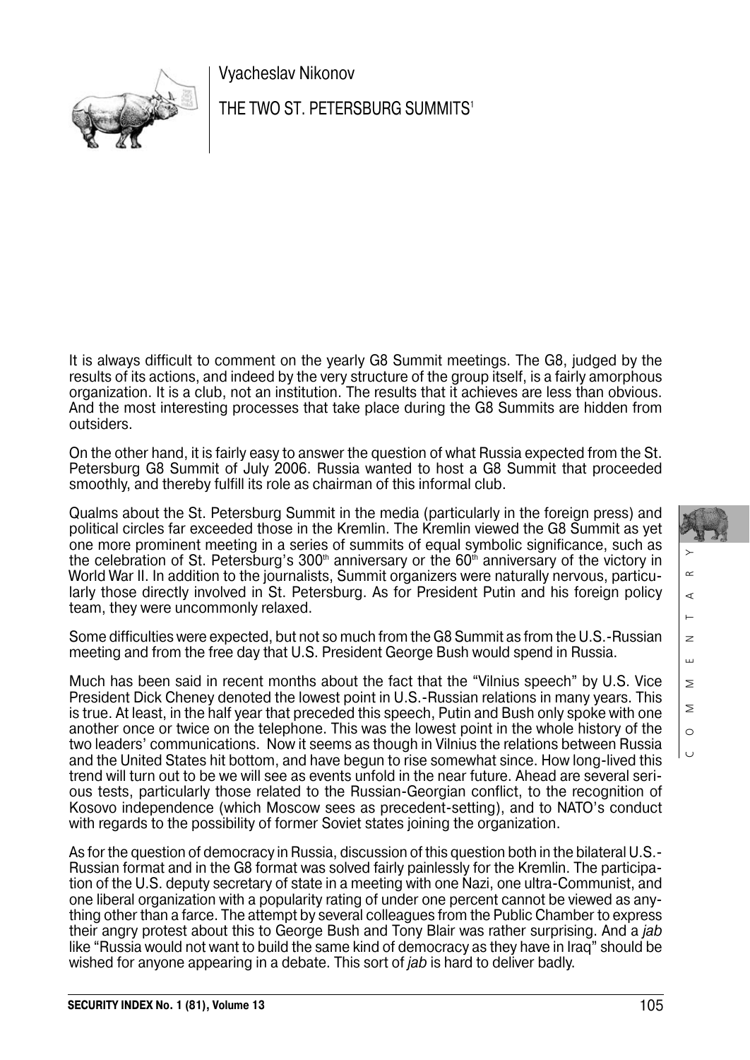Vyacheslav Nikonov

# THE TWO ST. PETERSBURG SUMMITS[1]

It is always difficult to comment on the yearly G8 Summit meetings. The G8, judged by the results of its actions, and indeed by the very structure of the group itself, is a fairly amorphous organization. It is a club, not an institution. The results that it achieves are less than obvious. And the most interesting processes that take place during the G8 Summits are hidden from outsiders.

On the other hand, it is fairly easy to answer the question of what Russia expected from the St. Petersburg G8 Summit of July 2006. Russia wanted to host a G8 Summit that proceeded smoothly, and thereby fulfill its role as chairman of this informal club.

Qualms about the St. Petersburg Summit in the media (particularly in the foreign press) and political circles far exceeded those in the Kremlin. The Kremlin viewed the G8 Summit as yet one more prominent meeting in a series of summits of equal symbolic significance, such as the celebration of St. Petersburg's 300th anniversary or the 60th anniversary of the victory in World War II. In addition to the journalists, Summit organizers were naturally nervous, particularly those directly involved in St. Petersburg. As for President Putin and his foreign policy team, they were uncommonly relaxed.

Some difficulties were expected, but not so much from the G8 Summit as from the U.S.-Russian meeting and from the free day that U.S. President George Bush would spend in Russia.

Much has been said in recent months about the fact that the "Vilnius speech" by U.S. Vice President Dick Cheney denoted the lowest point in U.S.-Russian relations in many years. This is true. At least, in the half year that preceded this speech, Putin and Bush only spoke with one another once or twice on the telephone. This was the lowest point in the whole history of the two leaders' communications. Now it seems as though in Vilnius the relations between Russia and the United States hit bottom, and have begun to rise somewhat since. How long-lived this trend will turn out to be we will see as events unfold in the near future. Ahead are several serious tests, particularly those related to the Russian-Georgian conflict, to the recognition of Kosovo independence (which Moscow sees as precedent-setting), and to NATO's conduct with regards to the possibility of former Soviet states joining the organization.

As for the question of democracy in Russia, discussion of this question both in the bilateral U.S.-Russian format and in the G8 format was solved fairly painlessly for the Kremlin. The participation of the U.S. deputy secretary of state in a meeting with one Nazi, one ultra-Communist, and one liberal organization with a popularity rating of under one percent cannot be viewed as anything other than a farce. The attempt by several colleagues from the Public Chamber to express their angry protest about this to George Bush and Tony Blair was rather surprising. And a *jab* like "Russia would not want to build the same kind of democracy as they have in Iraq" should be wished for anyone appearing in a debate. This sort of *jab* is hard to deliver badly.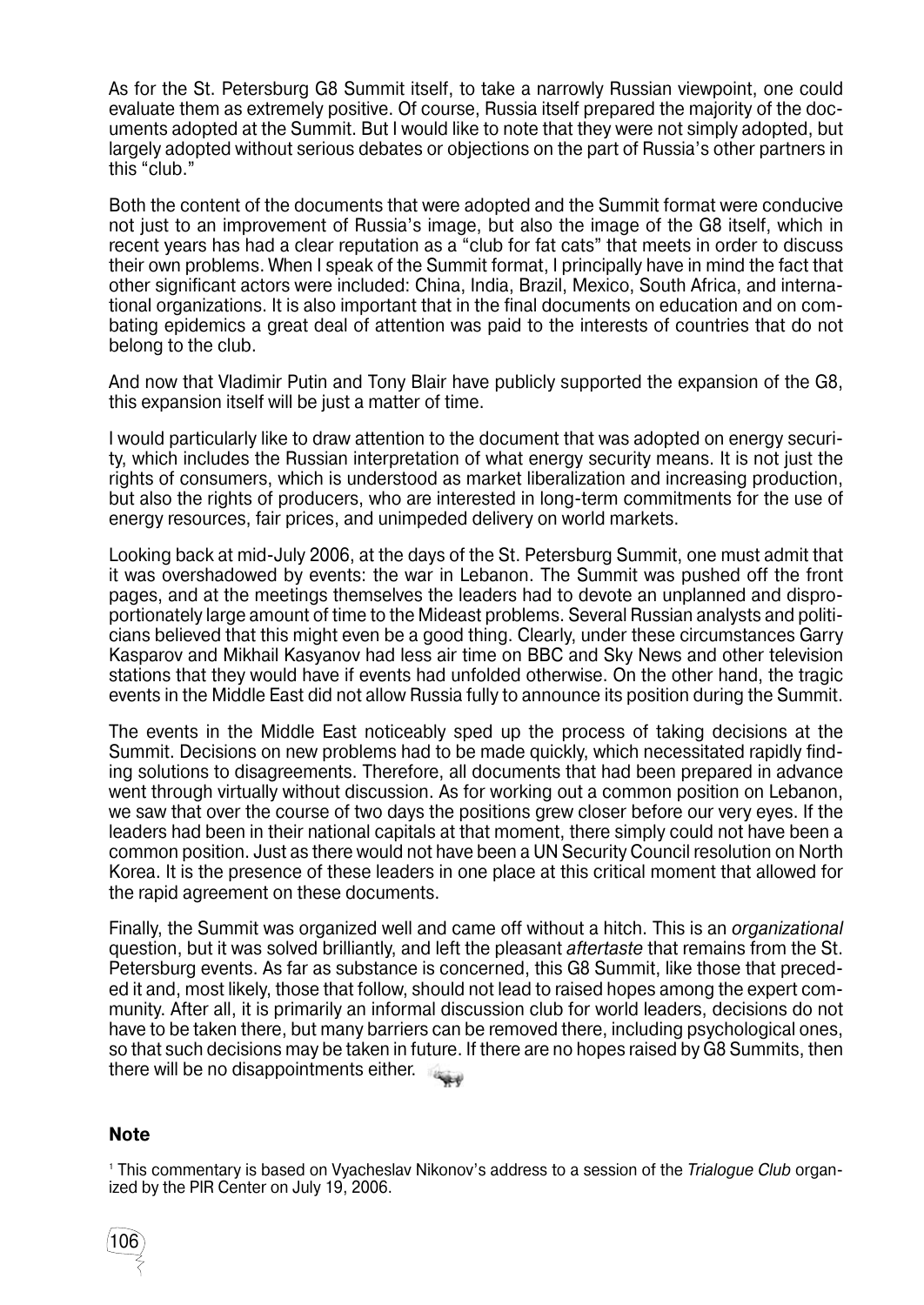As for the St. Petersburg G8 Summit itself, to take a narrowly Russian viewpoint, one could evaluate them as extremely positive. Of course, Russia itself prepared the majority of the documents adopted at the Summit. But I would like to note that they were not simply adopted, but largely adopted without serious debates or objections on the part of Russia's other partners in this "club."

Both the content of the documents that were adopted and the Summit format were conducive not just to an improvement of Russia's image, but also the image of the G8 itself, which in recent years has had a clear reputation as a "club for fat cats" that meets in order to discuss their own problems. When I speak of the Summit format, I principally have in mind the fact that other significant actors were included: China, India, Brazil, Mexico, South Africa, and international organizations. It is also important that in the final documents on education and on combating epidemics a great deal of attention was paid to the interests of countries that do not belong to the club.

And now that Vladimir Putin and Tony Blair have publicly supported the expansion of the G8, this expansion itself will be just a matter of time.

I would particularly like to draw attention to the document that was adopted on energy security, which includes the Russian interpretation of what energy security means. It is not just the rights of consumers, which is understood as market liberalization and increasing production, but also the rights of producers, who are interested in long-term commitments for the use of energy resources, fair prices, and unimpeded delivery on world markets.

Looking back at mid-July 2006, at the days of the St. Petersburg Summit, one must admit that it was overshadowed by events: the war in Lebanon. The Summit was pushed off the front pages, and at the meetings themselves the leaders had to devote an unplanned and disproportionately large amount of time to the Mideast problems. Several Russian analysts and politicians believed that this might even be a good thing. Clearly, under these circumstances Garry Kasparov and Mikhail Kasyanov had less air time on BBC and Sky News and other television stations that they would have if events had unfolded otherwise. On the other hand, the tragic events in the Middle East did not allow Russia fully to announce its position during the Summit.

The events in the Middle East noticeably sped up the process of taking decisions at the Summit. Decisions on new problems had to be made quickly, which necessitated rapidly finding solutions to disagreements. Therefore, all documents that had been prepared in advance went through virtually without discussion. As for working out a common position on Lebanon, we saw that over the course of two days the positions grew closer before our very eyes. If the leaders had been in their national capitals at that moment, there simply could not have been a common position. Just as there would not have been a UN Security Council resolution on North Korea. It is the presence of these leaders in one place at this critical moment that allowed for the rapid agreement on these documents.

Finally, the Summit was organized well and came off without a hitch. This is an *organizational* question, but it was solved brilliantly, and left the pleasant *aftertaste* that remains from the St. Petersburg events. As far as substance is concerned, this G8 Summit, like those that preceded it and, most likely, those that follow, should not lead to raised hopes among the expert community. After all, it is primarily an informal discussion club for world leaders, decisions do not have to be taken there, but many barriers can be removed there, including psychological ones, so that such decisions may be taken in future. If there are no hopes raised by G8 Summits, then there will be no disappointments either.

## Note

[1] This commentary is based on Vyacheslav Nikonov's address to a session of the *Trialogue Club* organized by the PIR Center on July 19, 2006.